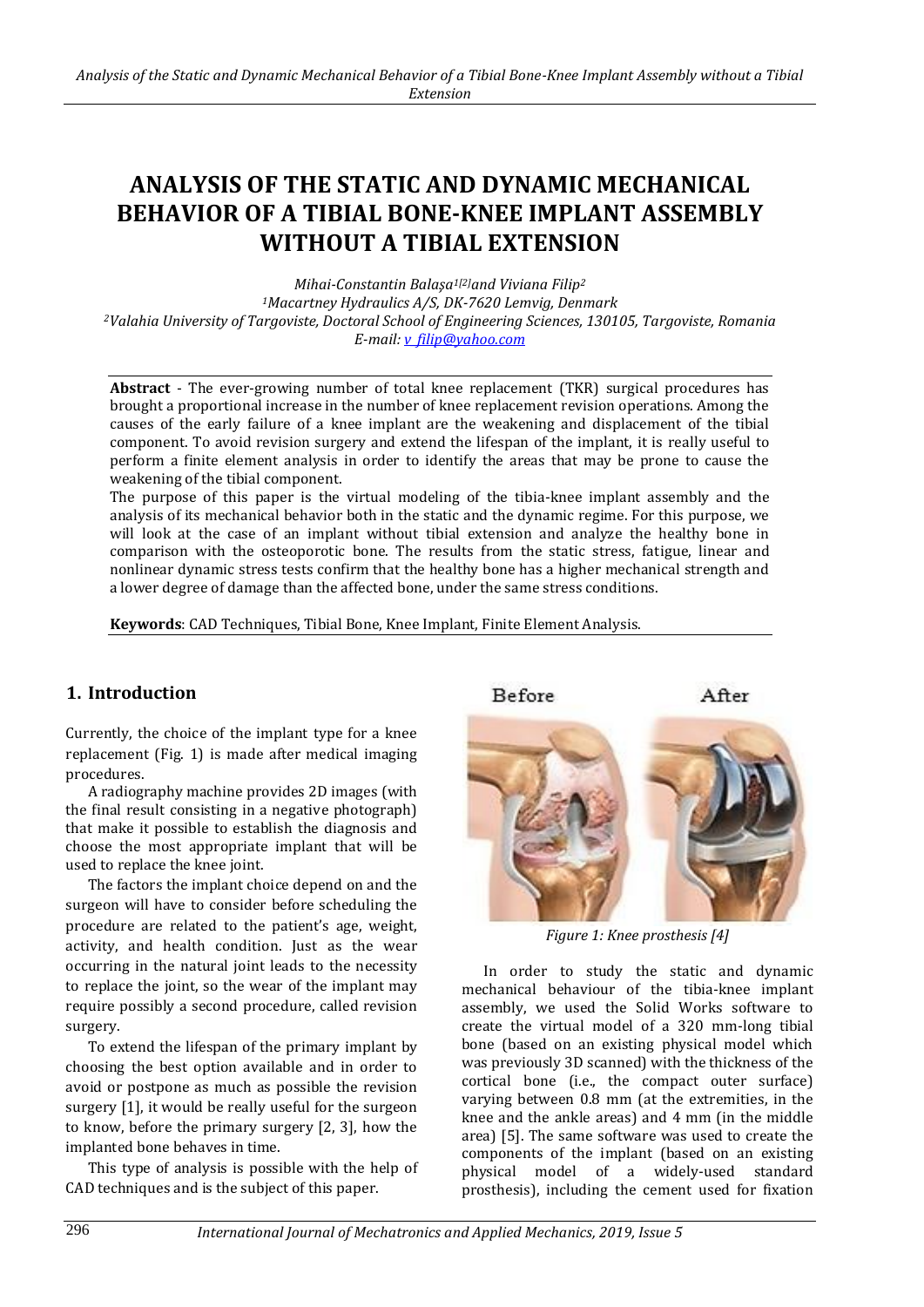# ANALYSIS OF THE STATIC AND DYNAMIC MECHANICAL BEHAVIOR OF A TIBIAL BONE-KNEE IMPLANT ASSEMBLY WITHOUT A TIBIAL EXTENSION

*Mihai-Constantin Balaşa[1][2] and Viviana Filip[2]*
*[1]Macartney Hydraulics A/S, DK-7620 Lemvig, Denmark*
*[2]Valahia University of Targoviste, Doctoral School of Engineering Sciences, 130105, Targoviste, Romania*
*E-mail: v_filip@yahoo.com*

**Abstract** - The ever-growing number of total knee replacement (TKR) surgical procedures has brought a proportional increase in the number of knee replacement revision operations. Among the causes of the early failure of a knee implant are the weakening and displacement of the tibial component. To avoid revision surgery and extend the lifespan of the implant, it is really useful to perform a finite element analysis in order to identify the areas that may be prone to cause the weakening of the tibial component.

The purpose of this paper is the virtual modeling of the tibia-knee implant assembly and the analysis of its mechanical behavior both in the static and the dynamic regime. For this purpose, we will look at the case of an implant without tibial extension and analyze the healthy bone in comparison with the osteoporotic bone. The results from the static stress, fatigue, linear and nonlinear dynamic stress tests confirm that the healthy bone has a higher mechanical strength and a lower degree of damage than the affected bone, under the same stress conditions.

**Keywords**: CAD Techniques, Tibial Bone, Knee Implant, Finite Element Analysis.

## 1. Introduction

Currently, the choice of the implant type for a knee replacement (Fig. 1) is made after medical imaging procedures.

A radiography machine provides 2D images (with the final result consisting in a negative photograph) that make it possible to establish the diagnosis and choose the most appropriate implant that will be used to replace the knee joint.

The factors the implant choice depend on and the surgeon will have to consider before scheduling the procedure are related to the patient's age, weight, activity, and health condition. Just as the wear occurring in the natural joint leads to the necessity to replace the joint, so the wear of the implant may require possibly a second procedure, called revision surgery.

To extend the lifespan of the primary implant by choosing the best option available and in order to avoid or postpone as much as possible the revision surgery [1], it would be really useful for the surgeon to know, before the primary surgery [2, 3], how the implanted bone behaves in time.

This type of analysis is possible with the help of CAD techniques and is the subject of this paper.

Before

After

*Figure 1: Knee prosthesis [4]*

In order to study the static and dynamic mechanical behaviour of the tibia-knee implant assembly, we used the Solid Works software to create the virtual model of a 320 mm-long tibial bone (based on an existing physical model which was previously 3D scanned) with the thickness of the cortical bone (i.e., the compact outer surface) varying between 0.8 mm (at the extremities, in the knee and the ankle areas) and 4 mm (in the middle area) [5]. The same software was used to create the components of the implant (based on an existing physical model of a widely-used standard prosthesis), including the cement used for fixation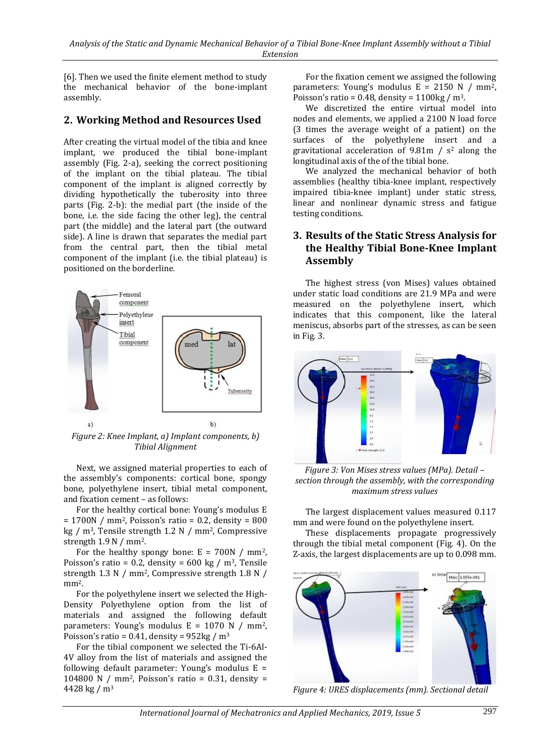[6]. Then we used the finite element method to study the mechanical behavior of the bone-implant assembly.

## 2. Working Method and Resources Used

After creating the virtual model of the tibia and knee implant, we produced the tibial bone-implant assembly (Fig. 2-a), seeking the correct positioning of the implant on the tibial plateau. The tibial component of the implant is aligned correctly by dividing hypothetically the tuberosity into three parts (Fig. 2-b): the medial part (the inside of the bone, i.e. the side facing the other leg), the central part (the middle) and the lateral part (the outward side). A line is drawn that separates the medial part from the central part, then the tibial metal component of the implant (i.e. the tibial plateau) is positioned on the borderline.

*Figure 2: Knee Implant, a) Implant components, b) Tibial Alignment*

Next, we assigned material properties to each of the assembly's components: cortical bone, spongy bone, polyethylene insert, tibial metal component, and fixation cement – as follows:

For the healthy cortical bone: Young's modulus E = 1700N / mm², Poisson's ratio = 0.2, density = 800 kg / m³, Tensile strength 1.2 N / mm², Compressive strength 1.9 N / mm².

For the healthy spongy bone: E = 700N / mm², Poisson's ratio = 0.2, density = 600 kg / m³, Tensile strength 1.3 N / mm², Compressive strength 1.8 N / mm².

For the polyethylene insert we selected the High-Density Polyethylene option from the list of materials and assigned the following default parameters: Young's modulus E = 1070 N / mm², Poisson's ratio = 0.41, density = 952kg / m³

For the tibial component we selected the Ti-6Al-4V alloy from the list of materials and assigned the following default parameter: Young's modulus E = 104800 N / mm², Poisson's ratio = 0.31, density = 4428 kg / m³

For the fixation cement we assigned the following parameters: Young's modulus E = 2150 N / mm², Poisson's ratio = 0.48, density = 1100kg / m³.

We discretized the entire virtual model into nodes and elements, we applied a 2100 N load force (3 times the average weight of a patient) on the surfaces of the polyethylene insert and a gravitational acceleration of 9.81m / s² along the longitudinal axis of the of the tibial bone.

We analyzed the mechanical behavior of both assemblies (healthy tibia-knee implant, respectively impaired tibia-knee implant) under static stress, linear and nonlinear dynamic stress and fatigue testing conditions.

## 3. Results of the Static Stress Analysis for the Healthy Tibial Bone-Knee Implant Assembly

The highest stress (von Mises) values obtained under static load conditions are 21.9 MPa and were measured on the polyethylene insert, which indicates that this component, like the lateral meniscus, absorbs part of the stresses, as can be seen in Fig. 3.

*Figure 3: Von Mises stress values (MPa). Detail – section through the assembly, with the corresponding maximum stress values*

The largest displacement values measured 0.117 mm and were found on the polyethylene insert.

These displacements propagate progressively through the tibial metal component (Fig. 4). On the Z-axis, the largest displacements are up to 0.098 mm.

*Figure 4: URES displacements (mm). Sectional detail*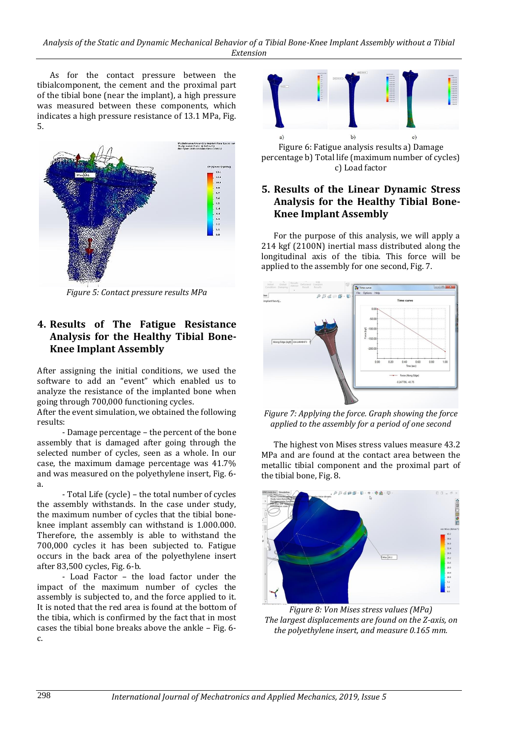As for the contact pressure between the tibialcomponent, the cement and the proximal part of the tibial bone (near the implant), a high pressure was measured between these components, which indicates a high pressure resistance of 13.1 MPa, Fig. 5.

*Figure 5: Contact pressure results MPa*

## 4. Results of The Fatigue Resistance Analysis for the Healthy Tibial Bone-Knee Implant Assembly

After assigning the initial conditions, we used the software to add an "event" which enabled us to analyze the resistance of the implanted bone when going through 700,000 functioning cycles.

After the event simulation, we obtained the following results:

- Damage percentage – the percent of the bone assembly that is damaged after going through the selected number of cycles, seen as a whole. In our case, the maximum damage percentage was 41.7% and was measured on the polyethylene insert, Fig. 6-a.

- Total Life (cycle) – the total number of cycles the assembly withstands. In the case under study, the maximum number of cycles that the tibial bone-knee implant assembly can withstand is 1.000.000. Therefore, the assembly is able to withstand the 700,000 cycles it has been subjected to. Fatigue occurs in the back area of the polyethylene insert after 83,500 cycles, Fig. 6-b.

- Load Factor – the load factor under the impact of the maximum number of cycles the assembly is subjected to, and the force applied to it. It is noted that the red area is found at the bottom of the tibia, which is confirmed by the fact that in most cases the tibial bone breaks above the ankle – Fig. 6-c.

Figure 6: Fatigue analysis results a) Damage percentage b) Total life (maximum number of cycles) c) Load factor

## 5. Results of the Linear Dynamic Stress Analysis for the Healthy Tibial Bone-Knee Implant Assembly

For the purpose of this analysis, we will apply a 214 kgf (2100N) inertial mass distributed along the longitudinal axis of the tibia. This force will be applied to the assembly for one second, Fig. 7.

*Figure 7: Applying the force. Graph showing the force applied to the assembly for a period of one second*

The highest von Mises stress values measure 43.2 MPa and are found at the contact area between the metallic tibial component and the proximal part of the tibial bone, Fig. 8.

*Figure 8: Von Mises stress values (MPa)*
*The largest displacements are found on the Z-axis, on the polyethylene insert, and measure 0.165 mm.*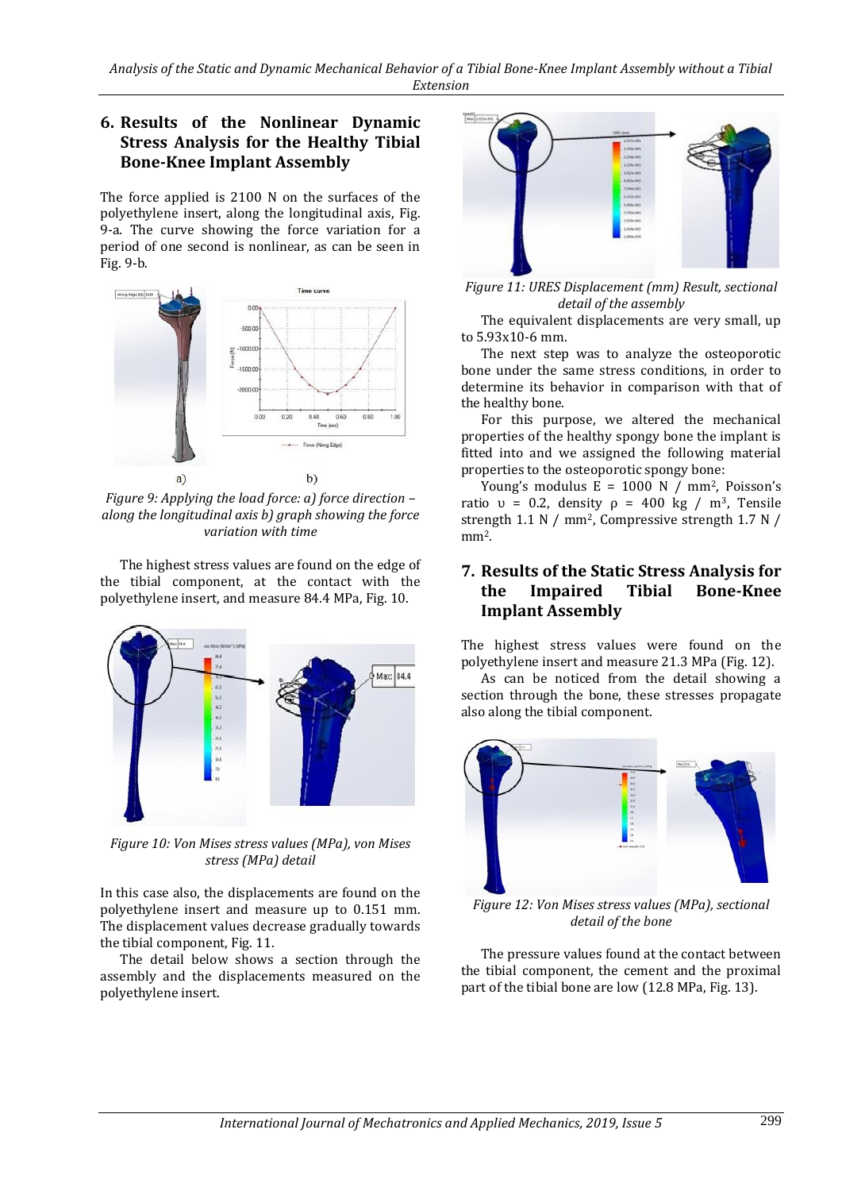## 6. Results of the Nonlinear Dynamic Stress Analysis for the Healthy Tibial Bone-Knee Implant Assembly

The force applied is 2100 N on the surfaces of the polyethylene insert, along the longitudinal axis, Fig. 9-a. The curve showing the force variation for a period of one second is nonlinear, as can be seen in Fig. 9-b.

Figure 9: Applying the load force: a) force direction – along the longitudinal axis b) graph showing the force variation with time

The highest stress values are found on the edge of the tibial component, at the contact with the polyethylene insert, and measure 84.4 MPa, Fig. 10.

Figure 10: Von Mises stress values (MPa), von Mises stress (MPa) detail

In this case also, the displacements are found on the polyethylene insert and measure up to 0.151 mm. The displacement values decrease gradually towards the tibial component, Fig. 11.

The detail below shows a section through the assembly and the displacements measured on the polyethylene insert.

Figure 11: URES Displacement (mm) Result, sectional detail of the assembly

The equivalent displacements are very small, up to 5.93x10-6 mm.

The next step was to analyze the osteoporotic bone under the same stress conditions, in order to determine its behavior in comparison with that of the healthy bone.

For this purpose, we altered the mechanical properties of the healthy spongy bone the implant is fitted into and we assigned the following material properties to the osteoporotic spongy bone:

Young's modulus E = 1000 N / mm$^2$, Poisson's ratio $\upsilon$ = 0.2, density $\rho$ = 400 kg / m$^3$, Tensile strength 1.1 N / mm$^2$, Compressive strength 1.7 N / mm$^2$.

## 7. Results of the Static Stress Analysis for the Impaired Tibial Bone-Knee Implant Assembly

The highest stress values were found on the polyethylene insert and measure 21.3 MPa (Fig. 12).

As can be noticed from the detail showing a section through the bone, these stresses propagate also along the tibial component.

Figure 12: Von Mises stress values (MPa), sectional detail of the bone

The pressure values found at the contact between the tibial component, the cement and the proximal part of the tibial bone are low (12.8 MPa, Fig. 13).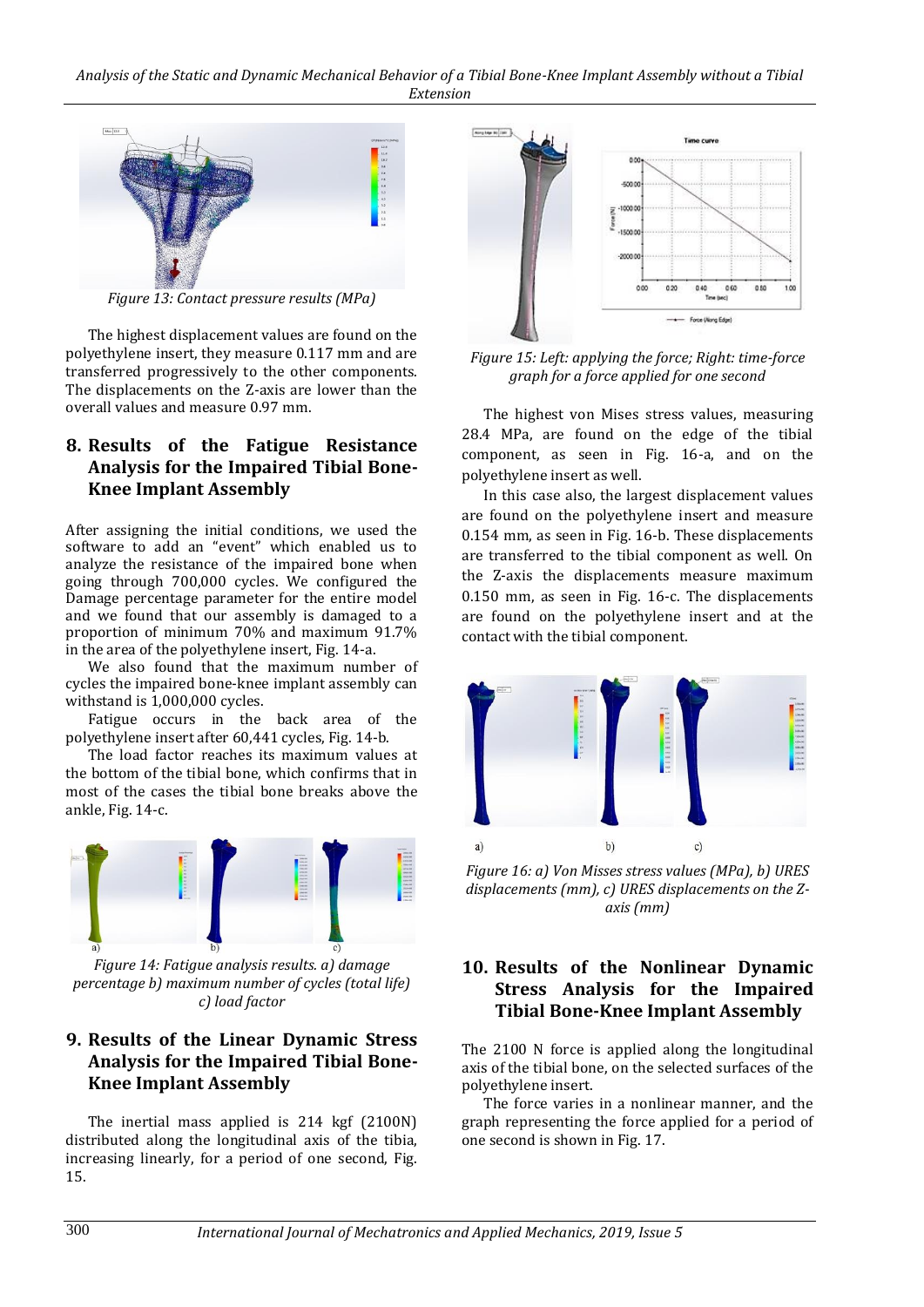Figure 13: Contact pressure results (MPa)

The highest displacement values are found on the polyethylene insert, they measure 0.117 mm and are transferred progressively to the other components. The displacements on the Z-axis are lower than the overall values and measure 0.97 mm.

## 8. Results of the Fatigue Resistance Analysis for the Impaired Tibial Bone-Knee Implant Assembly

After assigning the initial conditions, we used the software to add an "event" which enabled us to analyze the resistance of the impaired bone when going through 700,000 cycles. We configured the Damage percentage parameter for the entire model and we found that our assembly is damaged to a proportion of minimum 70% and maximum 91.7% in the area of the polyethylene insert, Fig. 14-a.

We also found that the maximum number of cycles the impaired bone-knee implant assembly can withstand is 1,000,000 cycles.

Fatigue occurs in the back area of the polyethylene insert after 60,441 cycles, Fig. 14-b.

The load factor reaches its maximum values at the bottom of the tibial bone, which confirms that in most of the cases the tibial bone breaks above the ankle, Fig. 14-c.

Figure 14: Fatigue analysis results. a) damage percentage b) maximum number of cycles (total life) c) load factor

## 9. Results of the Linear Dynamic Stress Analysis for the Impaired Tibial Bone-Knee Implant Assembly

The inertial mass applied is 214 kgf (2100N) distributed along the longitudinal axis of the tibia, increasing linearly, for a period of one second, Fig. 15.

Figure 15: Left: applying the force; Right: time-force graph for a force applied for one second

The highest von Mises stress values, measuring 28.4 MPa, are found on the edge of the tibial component, as seen in Fig. 16-a, and on the polyethylene insert as well.

In this case also, the largest displacement values are found on the polyethylene insert and measure 0.154 mm, as seen in Fig. 16-b. These displacements are transferred to the tibial component as well. On the Z-axis the displacements measure maximum 0.150 mm, as seen in Fig. 16-c. The displacements are found on the polyethylene insert and at the contact with the tibial component.

Figure 16: a) Von Misses stress values (MPa), b) URES displacements (mm), c) URES displacements on the Z-axis (mm)

## 10. Results of the Nonlinear Dynamic Stress Analysis for the Impaired Tibial Bone-Knee Implant Assembly

The 2100 N force is applied along the longitudinal axis of the tibial bone, on the selected surfaces of the polyethylene insert.

The force varies in a nonlinear manner, and the graph representing the force applied for a period of one second is shown in Fig. 17.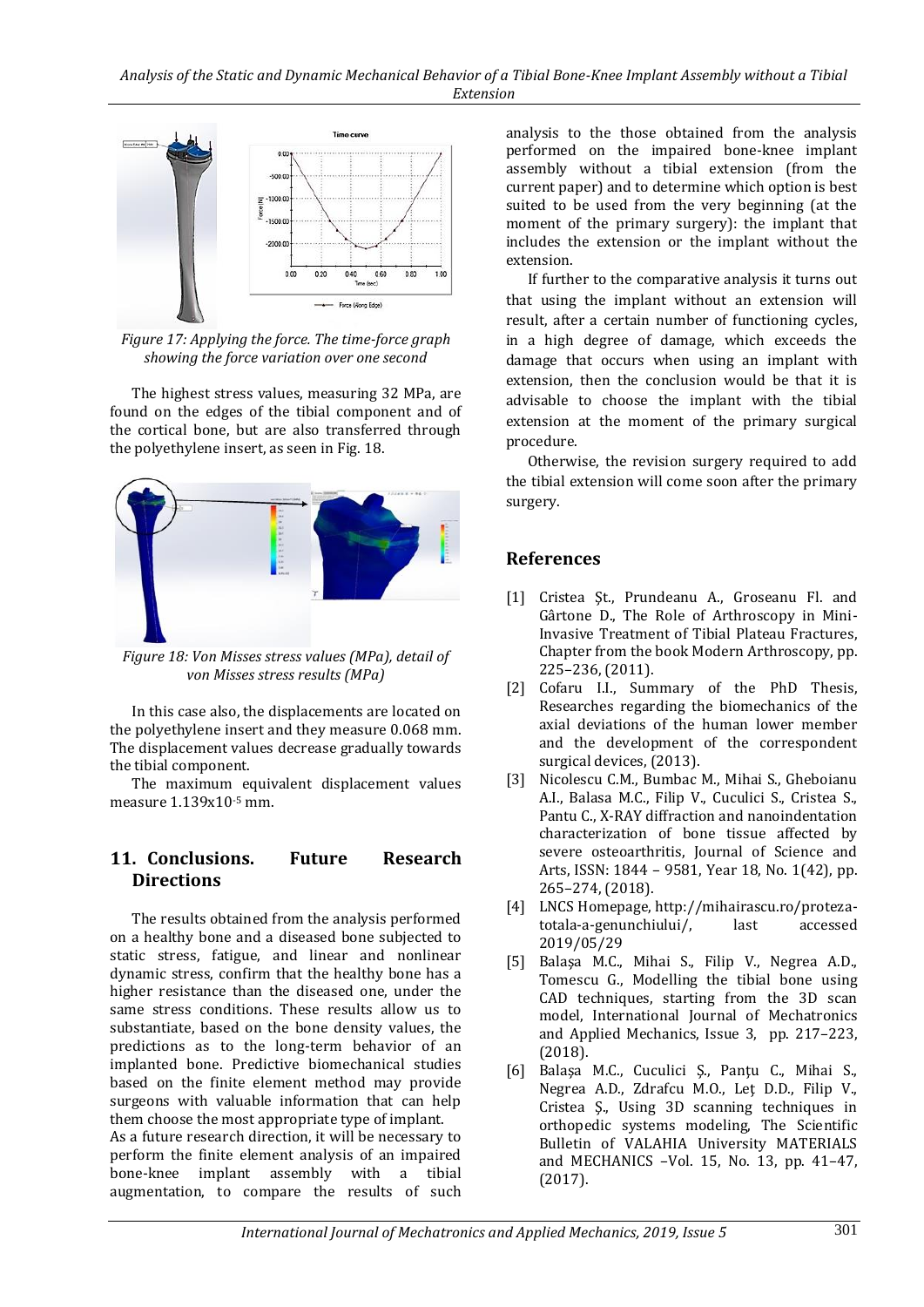Time curve

0.00
-500.00
-1000.00
-1500.00
-2000.00

Force [N]

0.00 0.20 0.40 0.60 0.80 1.00

Time (sec)

Force (Along Edge)

*Figure 17: Applying the force. The time-force graph showing the force variation over one second*

The highest stress values, measuring 32 MPa, are found on the edges of the tibial component and of the cortical bone, but are also transferred through the polyethylene insert, as seen in Fig. 18.

*Figure 18: Von Misses stress values (MPa), detail of von Misses stress results (MPa)*

In this case also, the displacements are located on the polyethylene insert and they measure 0.068 mm. The displacement values decrease gradually towards the tibial component.

The maximum equivalent displacement values measure $1.139 \times 10^{-5}$ mm.

## 11. Conclusions. Future Research Directions

The results obtained from the analysis performed on a healthy bone and a diseased bone subjected to static stress, fatigue, and linear and nonlinear dynamic stress, confirm that the healthy bone has a higher resistance than the diseased one, under the same stress conditions. These results allow us to substantiate, based on the bone density values, the predictions as to the long-term behavior of an implanted bone. Predictive biomechanical studies based on the finite element method may provide surgeons with valuable information that can help them choose the most appropriate type of implant.

As a future research direction, it will be necessary to perform the finite element analysis of an impaired bone-knee implant assembly with a tibial augmentation, to compare the results of such analysis to the those obtained from the analysis performed on the impaired bone-knee implant assembly without a tibial extension (from the current paper) and to determine which option is best suited to be used from the very beginning (at the moment of the primary surgery): the implant that includes the extension or the implant without the extension.

If further to the comparative analysis it turns out that using the implant without an extension will result, after a certain number of functioning cycles, in a high degree of damage, which exceeds the damage that occurs when using an implant with extension, then the conclusion would be that it is advisable to choose the implant with the tibial extension at the moment of the primary surgical procedure.

Otherwise, the revision surgery required to add the tibial extension will come soon after the primary surgery.

## References

[1] Cristea Şt., Prundeanu A., Groseanu Fl. and Gârtone D., The Role of Arthroscopy in Mini-Invasive Treatment of Tibial Plateau Fractures, Chapter from the book Modern Arthroscopy, pp. 225–236, (2011).

[2] Cofaru I.I., Summary of the PhD Thesis, Researches regarding the biomechanics of the axial deviations of the human lower member and the development of the correspondent surgical devices, (2013).

[3] Nicolescu C.M., Bumbac M., Mihai S., Gheboianu A.I., Balasa M.C., Filip V., Cuculici S., Cristea S., Pantu C., X-RAY diffraction and nanoindentation characterization of bone tissue affected by severe osteoarthritis, Journal of Science and Arts, ISSN: 1844 – 9581, Year 18, No. 1(42), pp. 265–274, (2018).

[4] LNCS Homepage, http://mihairascu.ro/proteza-totala-a-genunchiului/, last accessed 2019/05/29

[5] Balaşa M.C., Mihai S., Filip V., Negrea A.D., Tomescu G., Modelling the tibial bone using CAD techniques, starting from the 3D scan model, International Journal of Mechatronics and Applied Mechanics, Issue 3, pp. 217–223, (2018).

[6] Balaşa M.C., Cuculici Ş., Panţu C., Mihai S., Negrea A.D., Zdrafcu M.O., Leţ D.D., Filip V., Cristea Ş., Using 3D scanning techniques in orthopedic systems modeling, The Scientific Bulletin of VALAHIA University MATERIALS and MECHANICS –Vol. 15, No. 13, pp. 41–47, (2017).